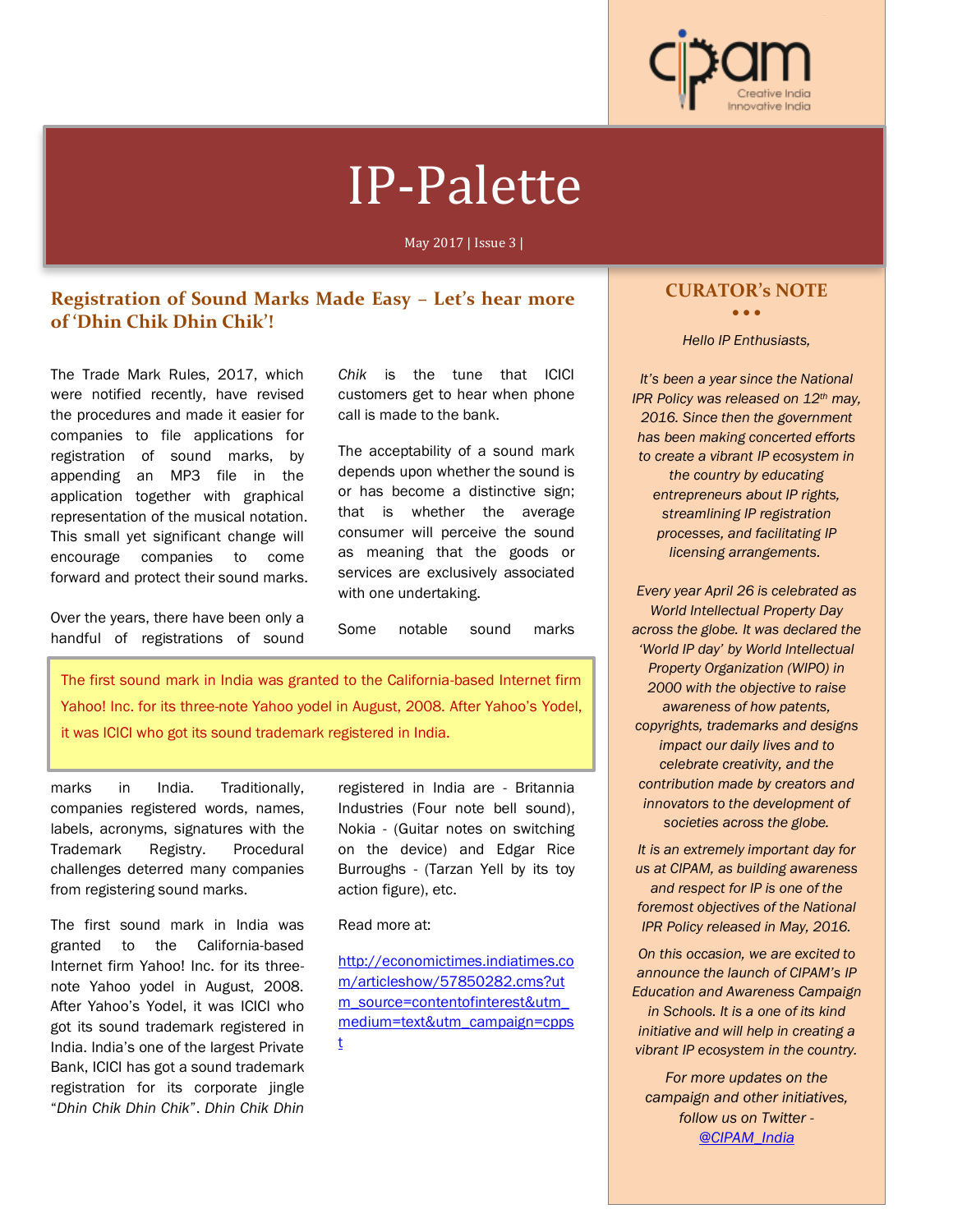Creative India Innovative India

# IP-Palette

May 2017 | Issue 3 |

## Registration of Sound Marks Made Easy – Let's hear more of 'Dhin Chik Dhin Chik'!

The Trade Mark Rules, 2017, which were notified recently, have revised the procedures and made it easier for companies to file applications for registration of sound marks, by appending an MP3 file in the application together with graphical representation of the musical notation. This small yet significant change will encourage companies to come forward and protect their sound marks.

Over the years, there have been only a handful of registrations of sound marks in India. Traditionally, companies registered words, names, labels, acronyms, signatures with the Trademark Registry. Procedural challenges deterred many companies from registering sound marks.

The first sound mark in India was granted to the California-based Internet firm Yahoo! Inc. for its three-note Yahoo yodel in August, 2008. After Yahoo's Yodel, it was ICICI who got its sound trademark registered in India. India's one of the largest Private Bank, ICICI has got a sound trademark registration for its corporate jingle "*Dhin Chik Dhin Chik*". *Dhin Chik Dhin Chik* is the tune that ICICI customers get to hear when phone call is made to the bank.

The acceptability of a sound mark depends upon whether the sound is or has become a distinctive sign; that is whether the average consumer will perceive the sound as meaning that the goods or services are exclusively associated with one undertaking.

Some notable sound marks registered in India are - Britannia Industries (Four note bell sound), Nokia - (Guitar notes on switching on the device) and Edgar Rice Burroughs - (Tarzan Yell by its toy action figure), etc.

> The first sound mark in India was granted to the California-based Internet firm Yahoo! Inc. for its three-note Yahoo yodel in August, 2008. After Yahoo's Yodel, it was ICICI who got its sound trademark registered in India.

Read more at:

http://economictimes.indiatimes.com/articleshow/57850282.cms?utm_source=contentofinterest&utm_medium=text&utm_campaign=cppst

## CURATOR's NOTE

*Hello IP Enthusiasts,*

*It's been a year since the National IPR Policy was released on 12th may, 2016. Since then the government has been making concerted efforts to create a vibrant IP ecosystem in the country by educating entrepreneurs about IP rights, streamlining IP registration processes, and facilitating IP licensing arrangements.*

*Every year April 26 is celebrated as World Intellectual Property Day across the globe. It was declared the 'World IP day' by World Intellectual Property Organization (WIPO) in 2000 with the objective to raise awareness of how patents, copyrights, trademarks and designs impact our daily lives and to celebrate creativity, and the contribution made by creators and innovators to the development of societies across the globe.*

*It is an extremely important day for us at CIPAM, as building awareness and respect for IP is one of the foremost objectives of the National IPR Policy released in May, 2016.*

*On this occasion, we are excited to announce the launch of CIPAM's IP Education and Awareness Campaign in Schools. It is a one of its kind initiative and will help in creating a vibrant IP ecosystem in the country.*

*For more updates on the campaign and other initiatives, follow us on Twitter - @CIPAM_India*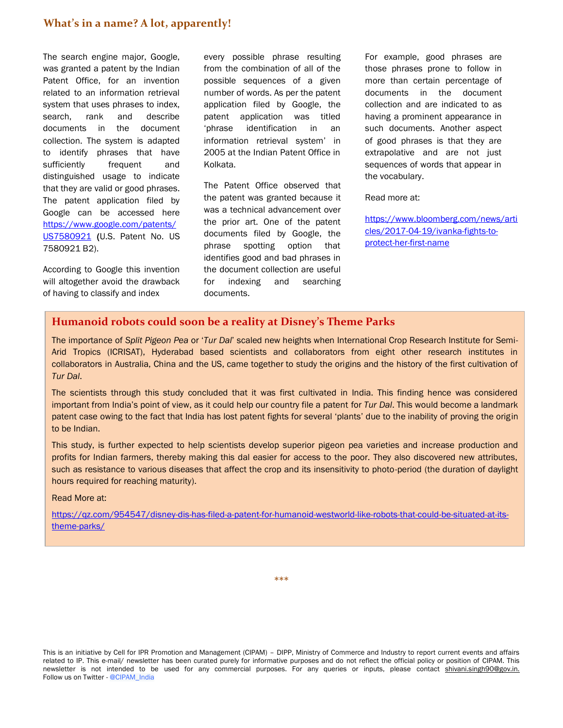## What's in a name? A lot, apparently!

The search engine major, Google, was granted a patent by the Indian Patent Office, for an invention related to an information retrieval system that uses phrases to index, search, rank and describe documents in the document collection. The system is adapted to identify phrases that have sufficiently frequent and distinguished usage to indicate that they are valid or good phrases. The patent application filed by Google can be accessed here https://www.google.com/patents/US7580921 (U.S. Patent No. US 7580921 B2).

According to Google this invention will altogether avoid the drawback of having to classify and index every possible phrase resulting from the combination of all of the possible sequences of a given number of words. As per the patent application filed by Google, the patent application was titled 'phrase identification in an information retrieval system' in 2005 at the Indian Patent Office in Kolkata.

The Patent Office observed that the patent was granted because it was a technical advancement over the prior art. One of the patent documents filed by Google, the phrase spotting option that identifies good and bad phrases in the document collection are useful for indexing and searching documents.

For example, good phrases are those phrases prone to follow in more than certain percentage of documents in the document collection and are indicated to as having a prominent appearance in such documents. Another aspect of good phrases is that they are extrapolative and are not just sequences of words that appear in the vocabulary.

Read more at:

https://www.bloomberg.com/news/articles/2017-04-19/ivanka-fights-to-protect-her-first-name

## Humanoid robots could soon be a reality at Disney's Theme Parks

The importance of *Split Pigeon Pea* or '*Tur Dal*' scaled new heights when International Crop Research Institute for Semi-Arid Tropics (ICRISAT), Hyderabad based scientists and collaborators from eight other research institutes in collaborators in Australia, China and the US, came together to study the origins and the history of the first cultivation of *Tur Dal*.

The scientists through this study concluded that it was first cultivated in India. This finding hence was considered important from India's point of view, as it could help our country file a patent for *Tur Dal*. This would become a landmark patent case owing to the fact that India has lost patent fights for several 'plants' due to the inability of proving the origin to be Indian.

This study, is further expected to help scientists develop superior pigeon pea varieties and increase production and profits for Indian farmers, thereby making this dal easier for access to the poor. They also discovered new attributes, such as resistance to various diseases that affect the crop and its insensitivity to photo-period (the duration of daylight hours required for reaching maturity).

Read More at:

https://qz.com/954547/disney-dis-has-filed-a-patent-for-humanoid-westworld-like-robots-that-could-be-situated-at-its-theme-parks/

***

This is an initiative by Cell for IPR Promotion and Management (CIPAM) – DIPP, Ministry of Commerce and Industry to report current events and affairs related to IP. This e-mail/ newsletter has been curated purely for informative purposes and do not reflect the official policy or position of CIPAM. This newsletter is not intended to be used for any commercial purposes. For any queries or inputs, please contact shivani.singh90@gov.in. Follow us on Twitter - @CIPAM_India